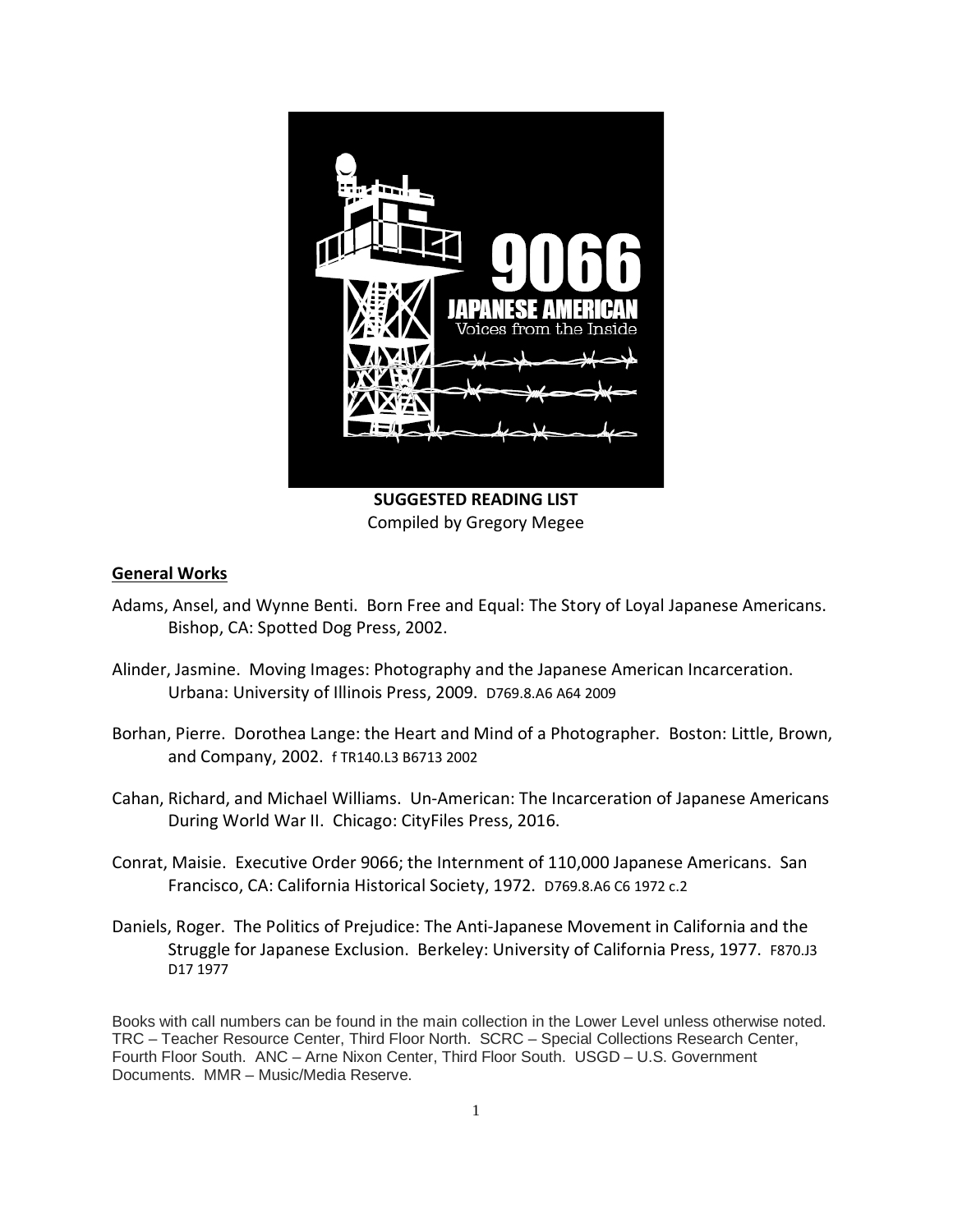9066

JAPANESE AMERICAN

Voices from the Inside

**SUGGESTED READING LIST**

Compiled by Gregory Megee

## General Works

Adams, Ansel, and Wynne Benti. Born Free and Equal: The Story of Loyal Japanese Americans. Bishop, CA: Spotted Dog Press, 2002.

Alinder, Jasmine. Moving Images: Photography and the Japanese American Incarceration. Urbana: University of Illinois Press, 2009. D769.8.A6 A64 2009

Borhan, Pierre. Dorothea Lange: the Heart and Mind of a Photographer. Boston: Little, Brown, and Company, 2002. f TR140.L3 B6713 2002

Cahan, Richard, and Michael Williams. Un-American: The Incarceration of Japanese Americans During World War II. Chicago: CityFiles Press, 2016.

Conrat, Maisie. Executive Order 9066; the Internment of 110,000 Japanese Americans. San Francisco, CA: California Historical Society, 1972. D769.8.A6 C6 1972 c.2

Daniels, Roger. The Politics of Prejudice: The Anti-Japanese Movement in California and the Struggle for Japanese Exclusion. Berkeley: University of California Press, 1977. F870.J3 D17 1977

Books with call numbers can be found in the main collection in the Lower Level unless otherwise noted. TRC – Teacher Resource Center, Third Floor North. SCRC – Special Collections Research Center, Fourth Floor South. ANC – Arne Nixon Center, Third Floor South. USGD – U.S. Government Documents. MMR – Music/Media Reserve.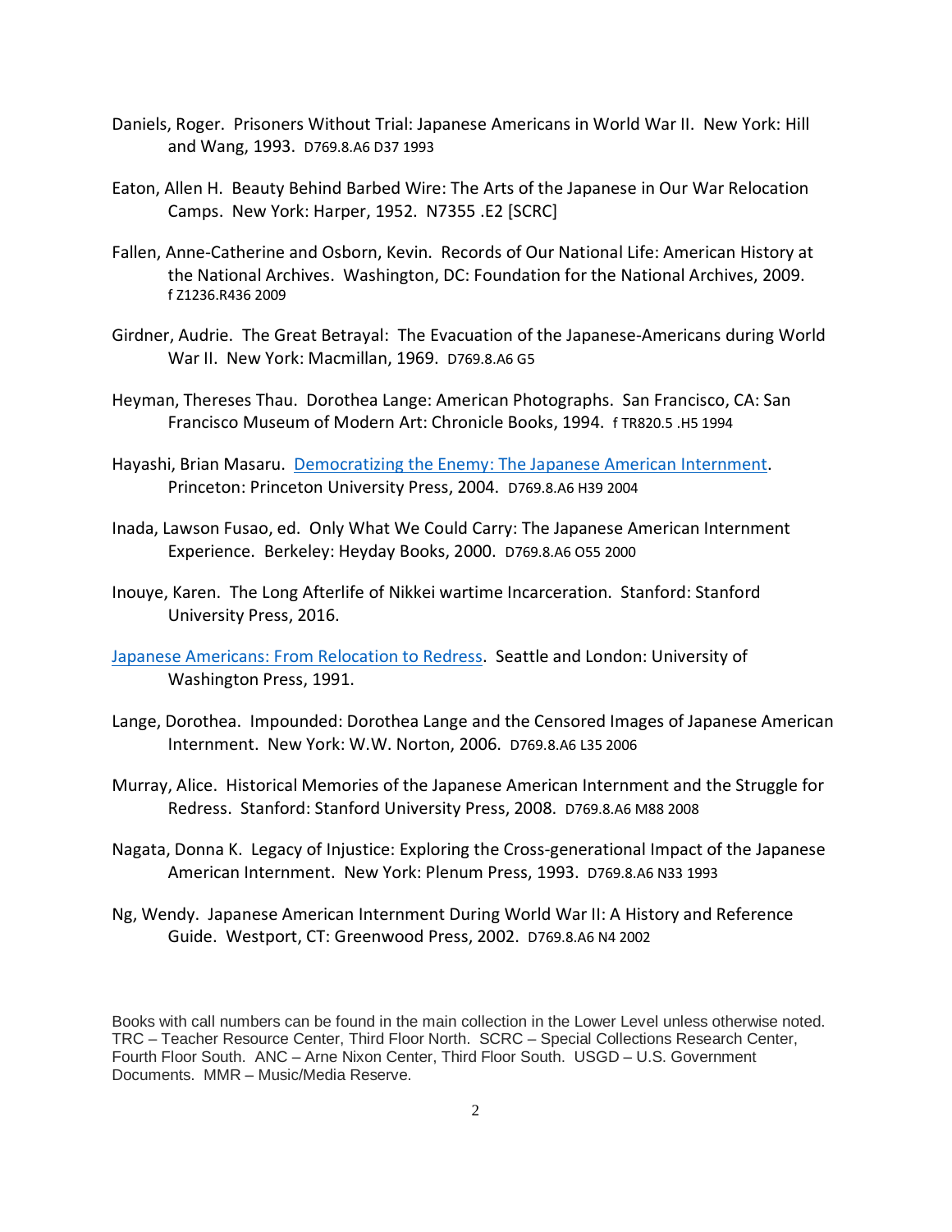Daniels, Roger. Prisoners Without Trial: Japanese Americans in World War II. New York: Hill and Wang, 1993. D769.8.A6 D37 1993

Eaton, Allen H. Beauty Behind Barbed Wire: The Arts of the Japanese in Our War Relocation Camps. New York: Harper, 1952. N7355 .E2 [SCRC]

Fallen, Anne-Catherine and Osborn, Kevin. Records of Our National Life: American History at the National Archives. Washington, DC: Foundation for the National Archives, 2009. f Z1236.R436 2009

Girdner, Audrie. The Great Betrayal: The Evacuation of the Japanese-Americans during World War II. New York: Macmillan, 1969. D769.8.A6 G5

Heyman, Thereses Thau. Dorothea Lange: American Photographs. San Francisco, CA: San Francisco Museum of Modern Art: Chronicle Books, 1994. f TR820.5 .H5 1994

Hayashi, Brian Masaru. [Democratizing the Enemy: The Japanese American Internment](). Princeton: Princeton University Press, 2004. D769.8.A6 H39 2004

Inada, Lawson Fusao, ed. Only What We Could Carry: The Japanese American Internment Experience. Berkeley: Heyday Books, 2000. D769.8.A6 O55 2000

Inouye, Karen. The Long Afterlife of Nikkei wartime Incarceration. Stanford: Stanford University Press, 2016.

[Japanese Americans: From Relocation to Redress](). Seattle and London: University of Washington Press, 1991.

Lange, Dorothea. Impounded: Dorothea Lange and the Censored Images of Japanese American Internment. New York: W.W. Norton, 2006. D769.8.A6 L35 2006

Murray, Alice. Historical Memories of the Japanese American Internment and the Struggle for Redress. Stanford: Stanford University Press, 2008. D769.8.A6 M88 2008

Nagata, Donna K. Legacy of Injustice: Exploring the Cross-generational Impact of the Japanese American Internment. New York: Plenum Press, 1993. D769.8.A6 N33 1993

Ng, Wendy. Japanese American Internment During World War II: A History and Reference Guide. Westport, CT: Greenwood Press, 2002. D769.8.A6 N4 2002

Books with call numbers can be found in the main collection in the Lower Level unless otherwise noted. TRC – Teacher Resource Center, Third Floor North. SCRC – Special Collections Research Center, Fourth Floor South. ANC – Arne Nixon Center, Third Floor South. USGD – U.S. Government Documents. MMR – Music/Media Reserve.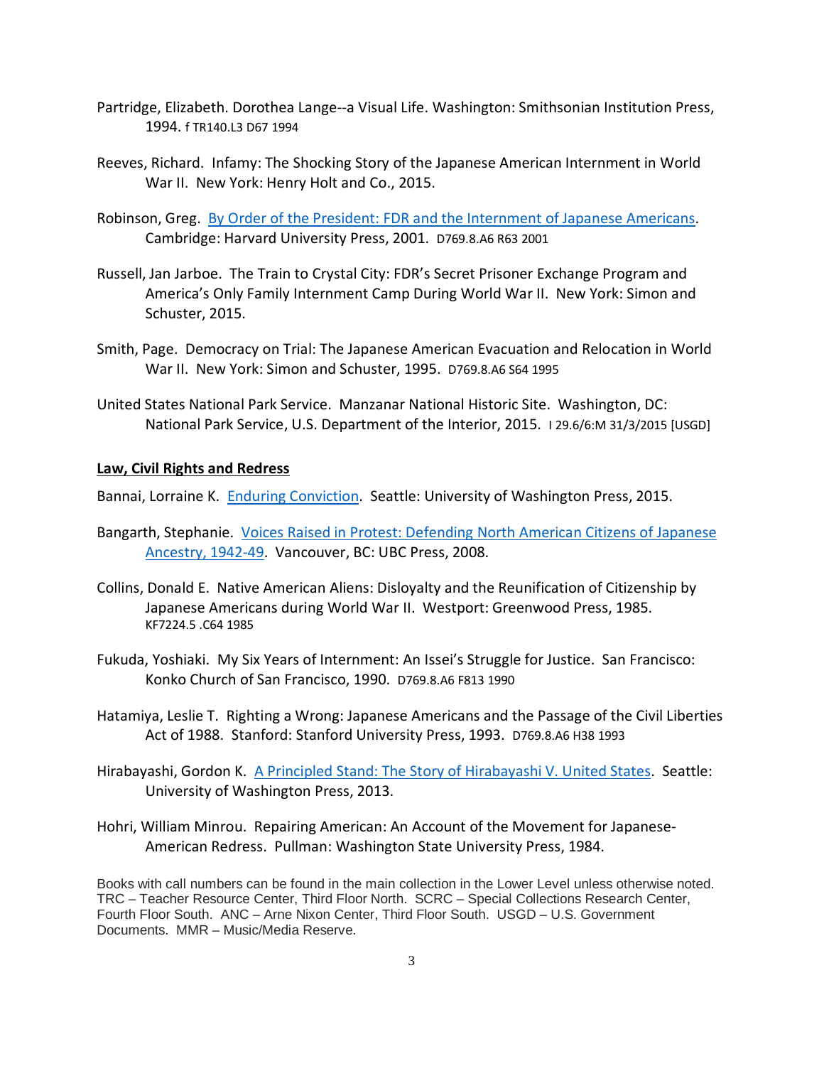Partridge, Elizabeth. Dorothea Lange--a Visual Life. Washington: Smithsonian Institution Press, 1994. f TR140.L3 D67 1994

Reeves, Richard. Infamy: The Shocking Story of the Japanese American Internment in World War II. New York: Henry Holt and Co., 2015.

Robinson, Greg. [By Order of the President: FDR and the Internment of Japanese Americans]. Cambridge: Harvard University Press, 2001. D769.8.A6 R63 2001

Russell, Jan Jarboe. The Train to Crystal City: FDR's Secret Prisoner Exchange Program and America's Only Family Internment Camp During World War II. New York: Simon and Schuster, 2015.

Smith, Page. Democracy on Trial: The Japanese American Evacuation and Relocation in World War II. New York: Simon and Schuster, 1995. D769.8.A6 S64 1995

United States National Park Service. Manzanar National Historic Site. Washington, DC: National Park Service, U.S. Department of the Interior, 2015. I 29.6/6:M 31/3/2015 [USGD]

## Law, Civil Rights and Redress

Bannai, Lorraine K. [Enduring Conviction]. Seattle: University of Washington Press, 2015.

Bangarth, Stephanie. [Voices Raised in Protest: Defending North American Citizens of Japanese Ancestry, 1942-49]. Vancouver, BC: UBC Press, 2008.

Collins, Donald E. Native American Aliens: Disloyalty and the Reunification of Citizenship by Japanese Americans during World War II. Westport: Greenwood Press, 1985. KF7224.5 .C64 1985

Fukuda, Yoshiaki. My Six Years of Internment: An Issei's Struggle for Justice. San Francisco: Konko Church of San Francisco, 1990. D769.8.A6 F813 1990

Hatamiya, Leslie T. Righting a Wrong: Japanese Americans and the Passage of the Civil Liberties Act of 1988. Stanford: Stanford University Press, 1993. D769.8.A6 H38 1993

Hirabayashi, Gordon K. [A Principled Stand: The Story of Hirabayashi V. United States]. Seattle: University of Washington Press, 2013.

Hohri, William Minrou. Repairing American: An Account of the Movement for Japanese-American Redress. Pullman: Washington State University Press, 1984.

Books with call numbers can be found in the main collection in the Lower Level unless otherwise noted. TRC – Teacher Resource Center, Third Floor North. SCRC – Special Collections Research Center, Fourth Floor South. ANC – Arne Nixon Center, Third Floor South. USGD – U.S. Government Documents. MMR – Music/Media Reserve.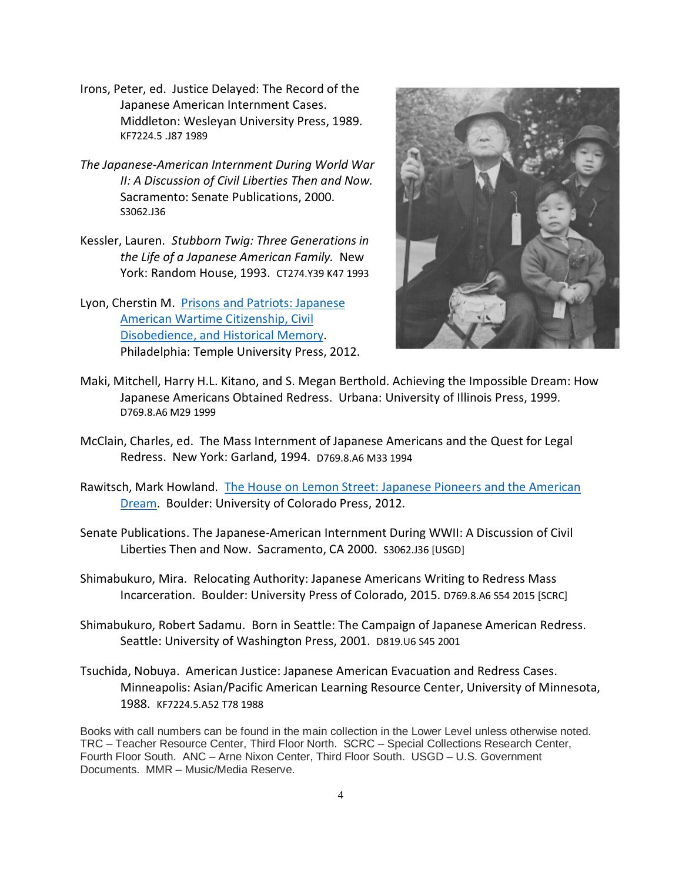Irons, Peter, ed. Justice Delayed: The Record of the Japanese American Internment Cases. Middleton: Wesleyan University Press, 1989. KF7224.5 .J87 1989

*The Japanese-American Internment During World War II: A Discussion of Civil Liberties Then and Now.* Sacramento: Senate Publications, 2000. S3062.J36

Kessler, Lauren. *Stubborn Twig: Three Generations in the Life of a Japanese American Family.* New York: Random House, 1993. CT274.Y39 K47 1993

Lyon, Cherstin M. Prisons and Patriots: Japanese American Wartime Citizenship, Civil Disobedience, and Historical Memory. Philadelphia: Temple University Press, 2012.

Maki, Mitchell, Harry H.L. Kitano, and S. Megan Berthold. Achieving the Impossible Dream: How Japanese Americans Obtained Redress. Urbana: University of Illinois Press, 1999. D769.8.A6 M29 1999

McClain, Charles, ed. The Mass Internment of Japanese Americans and the Quest for Legal Redress. New York: Garland, 1994. D769.8.A6 M33 1994

Rawitsch, Mark Howland. The House on Lemon Street: Japanese Pioneers and the American Dream. Boulder: University of Colorado Press, 2012.

Senate Publications. The Japanese-American Internment During WWII: A Discussion of Civil Liberties Then and Now. Sacramento, CA 2000. S3062.J36 [USGD]

Shimabukuro, Mira. Relocating Authority: Japanese Americans Writing to Redress Mass Incarceration. Boulder: University Press of Colorado, 2015. D769.8.A6 S54 2015 [SCRC]

Shimabukuro, Robert Sadamu. Born in Seattle: The Campaign of Japanese American Redress. Seattle: University of Washington Press, 2001. D819.U6 S45 2001

Tsuchida, Nobuya. American Justice: Japanese American Evacuation and Redress Cases. Minneapolis: Asian/Pacific American Learning Resource Center, University of Minnesota, 1988. KF7224.5.A52 T78 1988

Books with call numbers can be found in the main collection in the Lower Level unless otherwise noted. TRC – Teacher Resource Center, Third Floor North. SCRC – Special Collections Research Center, Fourth Floor South. ANC – Arne Nixon Center, Third Floor South. USGD – U.S. Government Documents. MMR – Music/Media Reserve.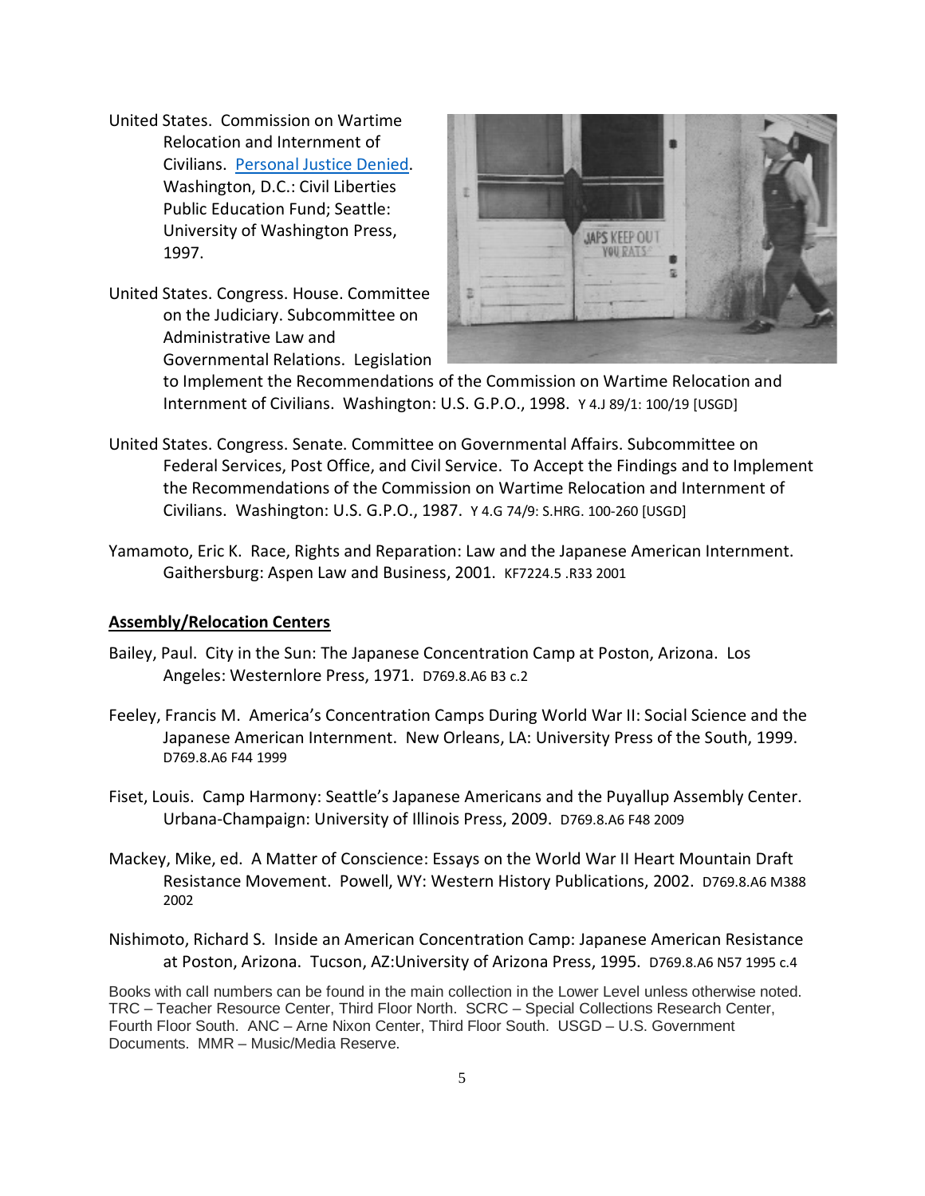United States. Commission on Wartime Relocation and Internment of Civilians. Personal Justice Denied. Washington, D.C.: Civil Liberties Public Education Fund; Seattle: University of Washington Press, 1997.

United States. Congress. House. Committee on the Judiciary. Subcommittee on Administrative Law and Governmental Relations. Legislation to Implement the Recommendations of the Commission on Wartime Relocation and Internment of Civilians. Washington: U.S. G.P.O., 1998. Y 4.J 89/1: 100/19 [USGD]

United States. Congress. Senate. Committee on Governmental Affairs. Subcommittee on Federal Services, Post Office, and Civil Service. To Accept the Findings and to Implement the Recommendations of the Commission on Wartime Relocation and Internment of Civilians. Washington: U.S. G.P.O., 1987. Y 4.G 74/9: S.HRG. 100-260 [USGD]

Yamamoto, Eric K. Race, Rights and Reparation: Law and the Japanese American Internment. Gaithersburg: Aspen Law and Business, 2001. KF7224.5 .R33 2001

**Assembly/Relocation Centers**

Bailey, Paul. City in the Sun: The Japanese Concentration Camp at Poston, Arizona. Los Angeles: Westernlore Press, 1971. D769.8.A6 B3 c.2

Feeley, Francis M. America's Concentration Camps During World War II: Social Science and the Japanese American Internment. New Orleans, LA: University Press of the South, 1999. D769.8.A6 F44 1999

Fiset, Louis. Camp Harmony: Seattle's Japanese Americans and the Puyallup Assembly Center. Urbana-Champaign: University of Illinois Press, 2009. D769.8.A6 F48 2009

Mackey, Mike, ed. A Matter of Conscience: Essays on the World War II Heart Mountain Draft Resistance Movement. Powell, WY: Western History Publications, 2002. D769.8.A6 M388 2002

Nishimoto, Richard S. Inside an American Concentration Camp: Japanese American Resistance at Poston, Arizona. Tucson, AZ:University of Arizona Press, 1995. D769.8.A6 N57 1995 c.4

Books with call numbers can be found in the main collection in the Lower Level unless otherwise noted. TRC – Teacher Resource Center, Third Floor North. SCRC – Special Collections Research Center, Fourth Floor South. ANC – Arne Nixon Center, Third Floor South. USGD – U.S. Government Documents. MMR – Music/Media Reserve.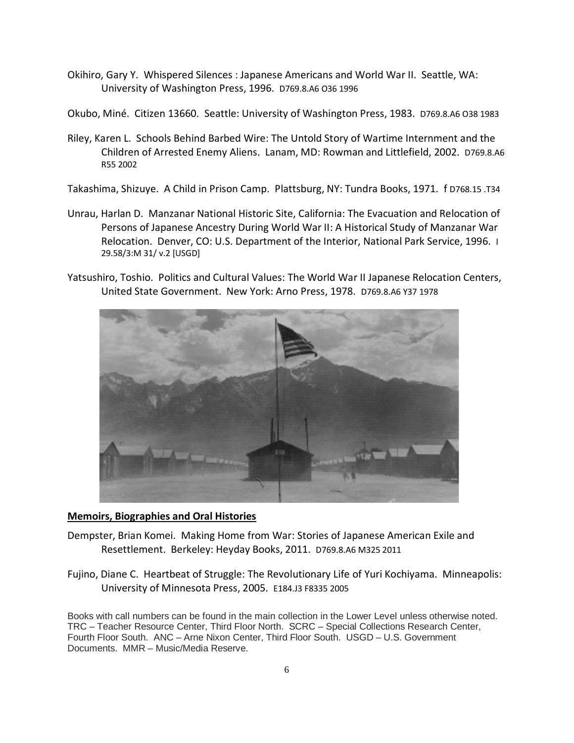Okihiro, Gary Y. Whispered Silences : Japanese Americans and World War II. Seattle, WA: University of Washington Press, 1996. D769.8.A6 O36 1996

Okubo, Miné. Citizen 13660. Seattle: University of Washington Press, 1983. D769.8.A6 O38 1983

Riley, Karen L. Schools Behind Barbed Wire: The Untold Story of Wartime Internment and the Children of Arrested Enemy Aliens. Lanam, MD: Rowman and Littlefield, 2002. D769.8.A6 R55 2002

Takashima, Shizuye. A Child in Prison Camp. Plattsburg, NY: Tundra Books, 1971. f D768.15 .T34

Unrau, Harlan D. Manzanar National Historic Site, California: The Evacuation and Relocation of Persons of Japanese Ancestry During World War II: A Historical Study of Manzanar War Relocation. Denver, CO: U.S. Department of the Interior, National Park Service, 1996. I 29.58/3:M 31/ v.2 [USGD]

Yatsushiro, Toshio. Politics and Cultural Values: The World War II Japanese Relocation Centers, United State Government. New York: Arno Press, 1978. D769.8.A6 Y37 1978

**Memoirs, Biographies and Oral Histories**

Dempster, Brian Komei. Making Home from War: Stories of Japanese American Exile and Resettlement. Berkeley: Heyday Books, 2011. D769.8.A6 M325 2011

Fujino, Diane C. Heartbeat of Struggle: The Revolutionary Life of Yuri Kochiyama. Minneapolis: University of Minnesota Press, 2005. E184.J3 F8335 2005

Books with call numbers can be found in the main collection in the Lower Level unless otherwise noted. TRC – Teacher Resource Center, Third Floor North. SCRC – Special Collections Research Center, Fourth Floor South. ANC – Arne Nixon Center, Third Floor South. USGD – U.S. Government Documents. MMR – Music/Media Reserve.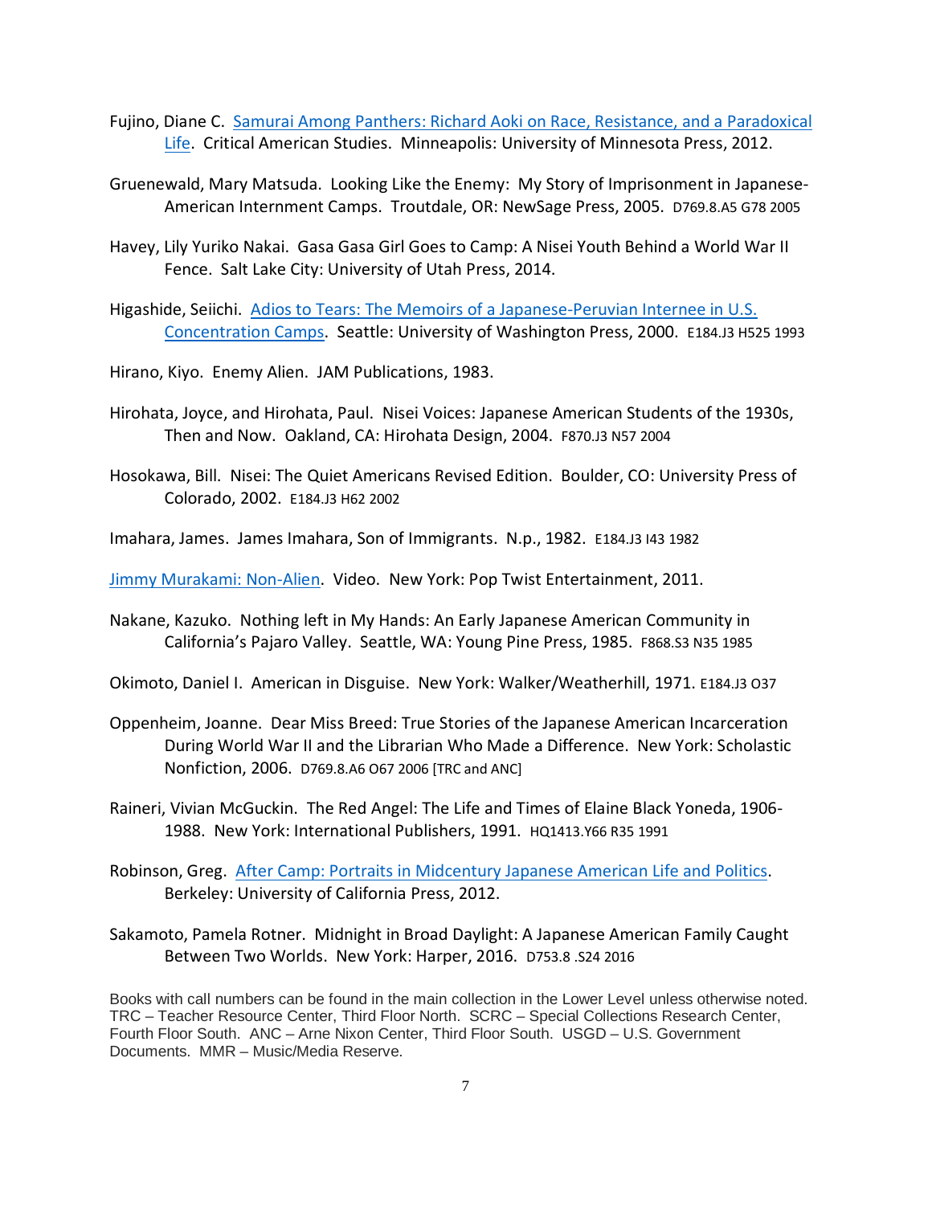Fujino, Diane C. Samurai Among Panthers: Richard Aoki on Race, Resistance, and a Paradoxical Life. Critical American Studies. Minneapolis: University of Minnesota Press, 2012.

Gruenewald, Mary Matsuda. Looking Like the Enemy: My Story of Imprisonment in Japanese-American Internment Camps. Troutdale, OR: NewSage Press, 2005. D769.8.A5 G78 2005

Havey, Lily Yuriko Nakai. Gasa Gasa Girl Goes to Camp: A Nisei Youth Behind a World War II Fence. Salt Lake City: University of Utah Press, 2014.

Higashide, Seiichi. Adios to Tears: The Memoirs of a Japanese-Peruvian Internee in U.S. Concentration Camps. Seattle: University of Washington Press, 2000. E184.J3 H525 1993

Hirano, Kiyo. Enemy Alien. JAM Publications, 1983.

Hirohata, Joyce, and Hirohata, Paul. Nisei Voices: Japanese American Students of the 1930s, Then and Now. Oakland, CA: Hirohata Design, 2004. F870.J3 N57 2004

Hosokawa, Bill. Nisei: The Quiet Americans Revised Edition. Boulder, CO: University Press of Colorado, 2002. E184.J3 H62 2002

Imahara, James. James Imahara, Son of Immigrants. N.p., 1982. E184.J3 I43 1982

Jimmy Murakami: Non-Alien. Video. New York: Pop Twist Entertainment, 2011.

Nakane, Kazuko. Nothing left in My Hands: An Early Japanese American Community in California's Pajaro Valley. Seattle, WA: Young Pine Press, 1985. F868.S3 N35 1985

Okimoto, Daniel I. American in Disguise. New York: Walker/Weatherhill, 1971. E184.J3 O37

Oppenheim, Joanne. Dear Miss Breed: True Stories of the Japanese American Incarceration During World War II and the Librarian Who Made a Difference. New York: Scholastic Nonfiction, 2006. D769.8.A6 O67 2006 [TRC and ANC]

Raineri, Vivian McGuckin. The Red Angel: The Life and Times of Elaine Black Yoneda, 1906-1988. New York: International Publishers, 1991. HQ1413.Y66 R35 1991

Robinson, Greg. After Camp: Portraits in Midcentury Japanese American Life and Politics. Berkeley: University of California Press, 2012.

Sakamoto, Pamela Rotner. Midnight in Broad Daylight: A Japanese American Family Caught Between Two Worlds. New York: Harper, 2016. D753.8 .S24 2016

Books with call numbers can be found in the main collection in the Lower Level unless otherwise noted. TRC – Teacher Resource Center, Third Floor North. SCRC – Special Collections Research Center, Fourth Floor South. ANC – Arne Nixon Center, Third Floor South. USGD – U.S. Government Documents. MMR – Music/Media Reserve.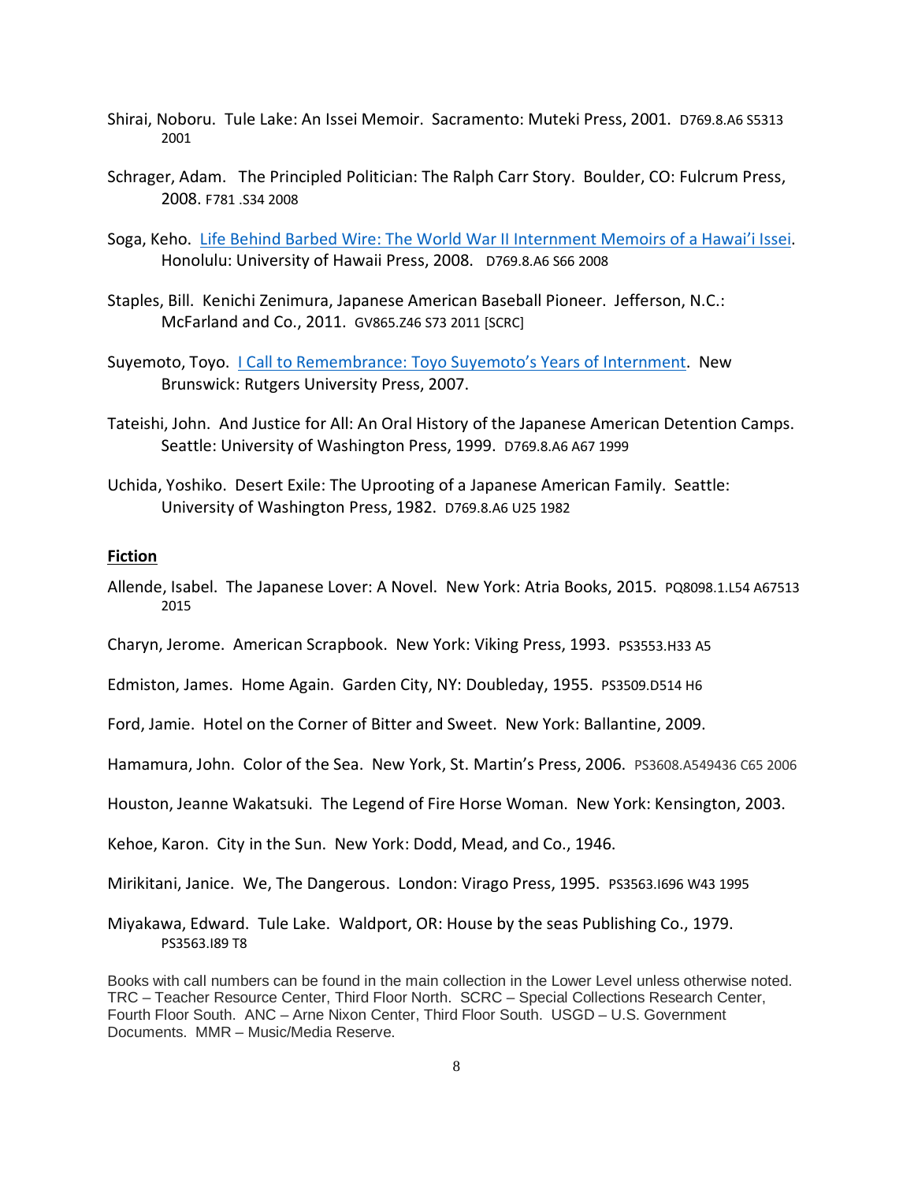Shirai, Noboru. Tule Lake: An Issei Memoir. Sacramento: Muteki Press, 2001. D769.8.A6 S5313 2001

Schrager, Adam. The Principled Politician: The Ralph Carr Story. Boulder, CO: Fulcrum Press, 2008. F781 .S34 2008

Soga, Keho. Life Behind Barbed Wire: The World War II Internment Memoirs of a Hawai'i Issei. Honolulu: University of Hawaii Press, 2008. D769.8.A6 S66 2008

Staples, Bill. Kenichi Zenimura, Japanese American Baseball Pioneer. Jefferson, N.C.: McFarland and Co., 2011. GV865.Z46 S73 2011 [SCRC]

Suyemoto, Toyo. I Call to Remembrance: Toyo Suyemoto's Years of Internment. New Brunswick: Rutgers University Press, 2007.

Tateishi, John. And Justice for All: An Oral History of the Japanese American Detention Camps. Seattle: University of Washington Press, 1999. D769.8.A6 A67 1999

Uchida, Yoshiko. Desert Exile: The Uprooting of a Japanese American Family. Seattle: University of Washington Press, 1982. D769.8.A6 U25 1982

**Fiction**

Allende, Isabel. The Japanese Lover: A Novel. New York: Atria Books, 2015. PQ8098.1.L54 A67513 2015

Charyn, Jerome. American Scrapbook. New York: Viking Press, 1993. PS3553.H33 A5

Edmiston, James. Home Again. Garden City, NY: Doubleday, 1955. PS3509.D514 H6

Ford, Jamie. Hotel on the Corner of Bitter and Sweet. New York: Ballantine, 2009.

Hamamura, John. Color of the Sea. New York, St. Martin's Press, 2006. PS3608.A549436 C65 2006

Houston, Jeanne Wakatsuki. The Legend of Fire Horse Woman. New York: Kensington, 2003.

Kehoe, Karon. City in the Sun. New York: Dodd, Mead, and Co., 1946.

Mirikitani, Janice. We, The Dangerous. London: Virago Press, 1995. PS3563.I696 W43 1995

Miyakawa, Edward. Tule Lake. Waldport, OR: House by the seas Publishing Co., 1979. PS3563.I89 T8

Books with call numbers can be found in the main collection in the Lower Level unless otherwise noted. TRC – Teacher Resource Center, Third Floor North. SCRC – Special Collections Research Center, Fourth Floor South. ANC – Arne Nixon Center, Third Floor South. USGD – U.S. Government Documents. MMR – Music/Media Reserve.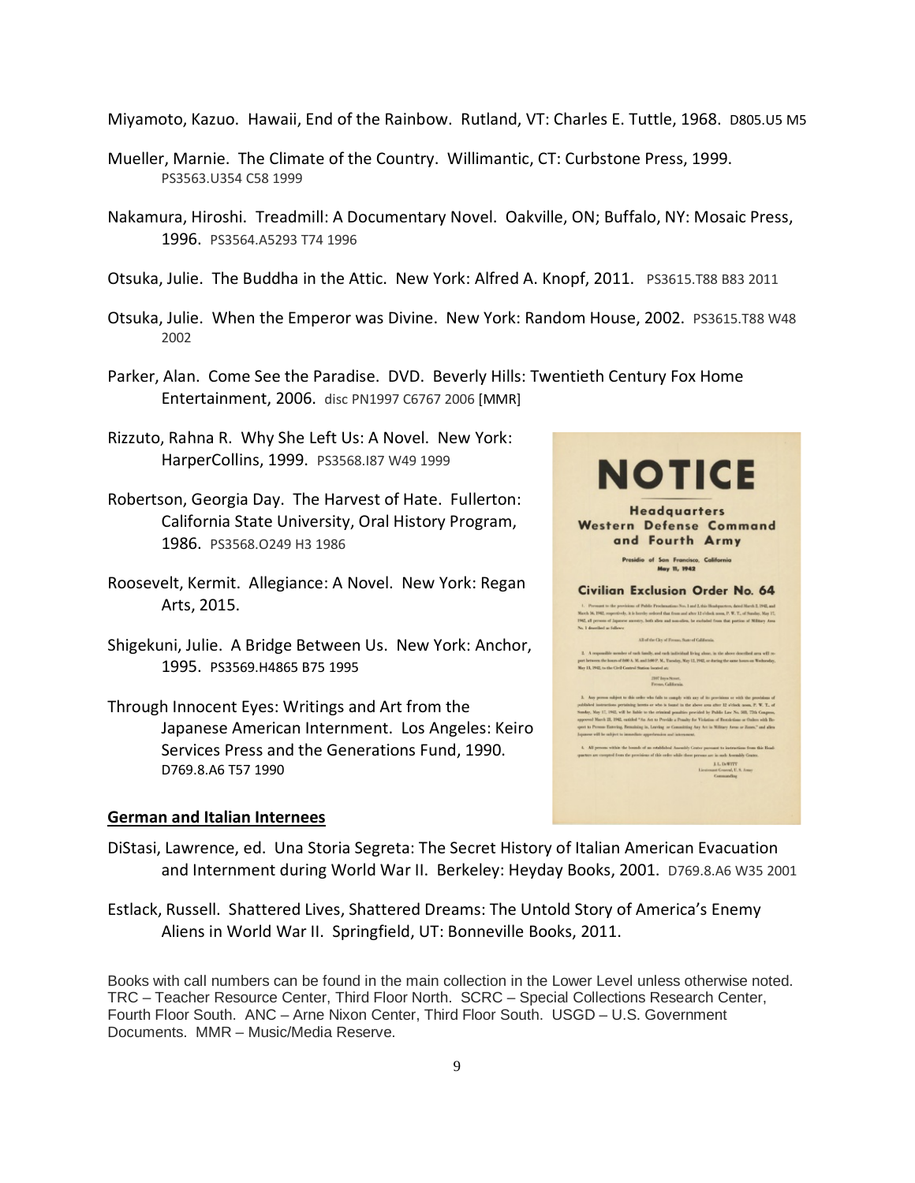Miyamoto, Kazuo. Hawaii, End of the Rainbow. Rutland, VT: Charles E. Tuttle, 1968. D805.U5 M5

Mueller, Marnie. The Climate of the Country. Willimantic, CT: Curbstone Press, 1999. PS3563.U354 C58 1999

Nakamura, Hiroshi. Treadmill: A Documentary Novel. Oakville, ON; Buffalo, NY: Mosaic Press, 1996. PS3564.A5293 T74 1996

Otsuka, Julie. The Buddha in the Attic. New York: Alfred A. Knopf, 2011. PS3615.T88 B83 2011

Otsuka, Julie. When the Emperor was Divine. New York: Random House, 2002. PS3615.T88 W48 2002

Parker, Alan. Come See the Paradise. DVD. Beverly Hills: Twentieth Century Fox Home Entertainment, 2006. disc PN1997 C6767 2006 [MMR]

Rizzuto, Rahna R. Why She Left Us: A Novel. New York: HarperCollins, 1999. PS3568.I87 W49 1999

Robertson, Georgia Day. The Harvest of Hate. Fullerton: California State University, Oral History Program, 1986. PS3568.O249 H3 1986

Roosevelt, Kermit. Allegiance: A Novel. New York: Regan Arts, 2015.

Shigekuni, Julie. A Bridge Between Us. New York: Anchor, 1995. PS3569.H4865 B75 1995

Through Innocent Eyes: Writings and Art from the Japanese American Internment. Los Angeles: Keiro Services Press and the Generations Fund, 1990. D769.8.A6 T57 1990

NOTICE

Headquarters Western Defense Command and Fourth Army

Presidio of San Francisco, California May 11, 1942

Civilian Exclusion Order No. 64

## German and Italian Internees

DiStasi, Lawrence, ed. Una Storia Segreta: The Secret History of Italian American Evacuation and Internment during World War II. Berkeley: Heyday Books, 2001. D769.8.A6 W35 2001

Estlack, Russell. Shattered Lives, Shattered Dreams: The Untold Story of America's Enemy Aliens in World War II. Springfield, UT: Bonneville Books, 2011.

Books with call numbers can be found in the main collection in the Lower Level unless otherwise noted. TRC – Teacher Resource Center, Third Floor North. SCRC – Special Collections Research Center, Fourth Floor South. ANC – Arne Nixon Center, Third Floor South. USGD – U.S. Government Documents. MMR – Music/Media Reserve.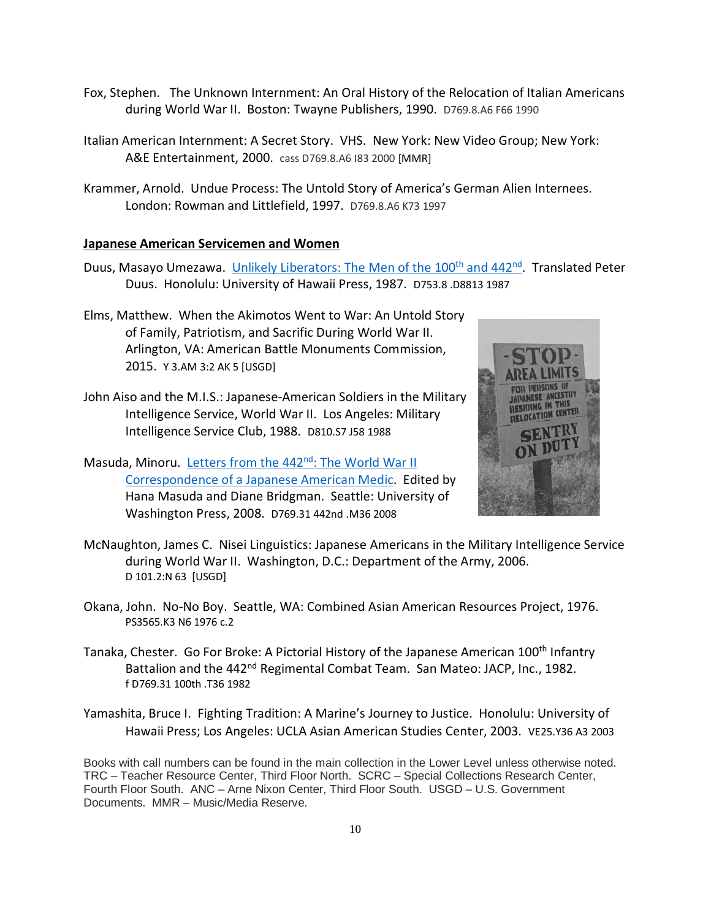Fox, Stephen. The Unknown Internment: An Oral History of the Relocation of Italian Americans during World War II. Boston: Twayne Publishers, 1990. D769.8.A6 F66 1990

Italian American Internment: A Secret Story. VHS. New York: New Video Group; New York: A&E Entertainment, 2000. cass D769.8.A6 I83 2000 [MMR]

Krammer, Arnold. Undue Process: The Untold Story of America's German Alien Internees. London: Rowman and Littlefield, 1997. D769.8.A6 K73 1997

## Japanese American Servicemen and Women

Duus, Masayo Umezawa. Unlikely Liberators: The Men of the 100th and 442nd. Translated Peter Duus. Honolulu: University of Hawaii Press, 1987. D753.8 .D8813 1987

Elms, Matthew. When the Akimotos Went to War: An Untold Story of Family, Patriotism, and Sacrific During World War II. Arlington, VA: American Battle Monuments Commission, 2015. Y 3.AM 3:2 AK 5 [USGD]

John Aiso and the M.I.S.: Japanese-American Soldiers in the Military Intelligence Service, World War II. Los Angeles: Military Intelligence Service Club, 1988. D810.S7 J58 1988

Masuda, Minoru. Letters from the 442nd: The World War II Correspondence of a Japanese American Medic. Edited by Hana Masuda and Diane Bridgman. Seattle: University of Washington Press, 2008. D769.31 442nd .M36 2008

McNaughton, James C. Nisei Linguistics: Japanese Americans in the Military Intelligence Service during World War II. Washington, D.C.: Department of the Army, 2006. D 101.2:N 63 [USGD]

Okana, John. No-No Boy. Seattle, WA: Combined Asian American Resources Project, 1976. PS3565.K3 N6 1976 c.2

Tanaka, Chester. Go For Broke: A Pictorial History of the Japanese American 100th Infantry Battalion and the 442nd Regimental Combat Team. San Mateo: JACP, Inc., 1982. f D769.31 100th .T36 1982

Yamashita, Bruce I. Fighting Tradition: A Marine's Journey to Justice. Honolulu: University of Hawaii Press; Los Angeles: UCLA Asian American Studies Center, 2003. VE25.Y36 A3 2003

Books with call numbers can be found in the main collection in the Lower Level unless otherwise noted. TRC – Teacher Resource Center, Third Floor North. SCRC – Special Collections Research Center, Fourth Floor South. ANC – Arne Nixon Center, Third Floor South. USGD – U.S. Government Documents. MMR – Music/Media Reserve.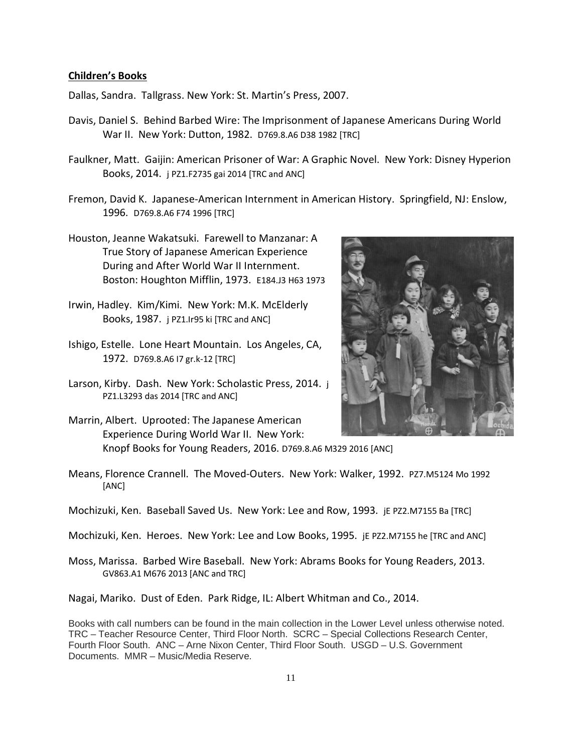**Children's Books**

Dallas, Sandra. Tallgrass. New York: St. Martin's Press, 2007.

Davis, Daniel S. Behind Barbed Wire: The Imprisonment of Japanese Americans During World War II. New York: Dutton, 1982. D769.8.A6 D38 1982 [TRC]

Faulkner, Matt. Gaijin: American Prisoner of War: A Graphic Novel. New York: Disney Hyperion Books, 2014. j PZ1.F2735 gai 2014 [TRC and ANC]

Fremon, David K. Japanese-American Internment in American History. Springfield, NJ: Enslow, 1996. D769.8.A6 F74 1996 [TRC]

Houston, Jeanne Wakatsuki. Farewell to Manzanar: A True Story of Japanese American Experience During and After World War II Internment. Boston: Houghton Mifflin, 1973. E184.J3 H63 1973

Irwin, Hadley. Kim/Kimi. New York: M.K. McElderly Books, 1987. j PZ1.Ir95 ki [TRC and ANC]

Ishigo, Estelle. Lone Heart Mountain. Los Angeles, CA, 1972. D769.8.A6 I7 gr.k-12 [TRC]

Larson, Kirby. Dash. New York: Scholastic Press, 2014. j PZ1.L3293 das 2014 [TRC and ANC]

Marrin, Albert. Uprooted: The Japanese American Experience During World War II. New York: Knopf Books for Young Readers, 2016. D769.8.A6 M329 2016 [ANC]

Means, Florence Crannell. The Moved-Outers. New York: Walker, 1992. PZ7.M5124 Mo 1992 [ANC]

Mochizuki, Ken. Baseball Saved Us. New York: Lee and Row, 1993. jE PZ2.M7155 Ba [TRC]

Mochizuki, Ken. Heroes. New York: Lee and Low Books, 1995. jE PZ2.M7155 he [TRC and ANC]

Moss, Marissa. Barbed Wire Baseball. New York: Abrams Books for Young Readers, 2013. GV863.A1 M676 2013 [ANC and TRC]

Nagai, Mariko. Dust of Eden. Park Ridge, IL: Albert Whitman and Co., 2014.

Books with call numbers can be found in the main collection in the Lower Level unless otherwise noted. TRC – Teacher Resource Center, Third Floor North. SCRC – Special Collections Research Center, Fourth Floor South. ANC – Arne Nixon Center, Third Floor South. USGD – U.S. Government Documents. MMR – Music/Media Reserve.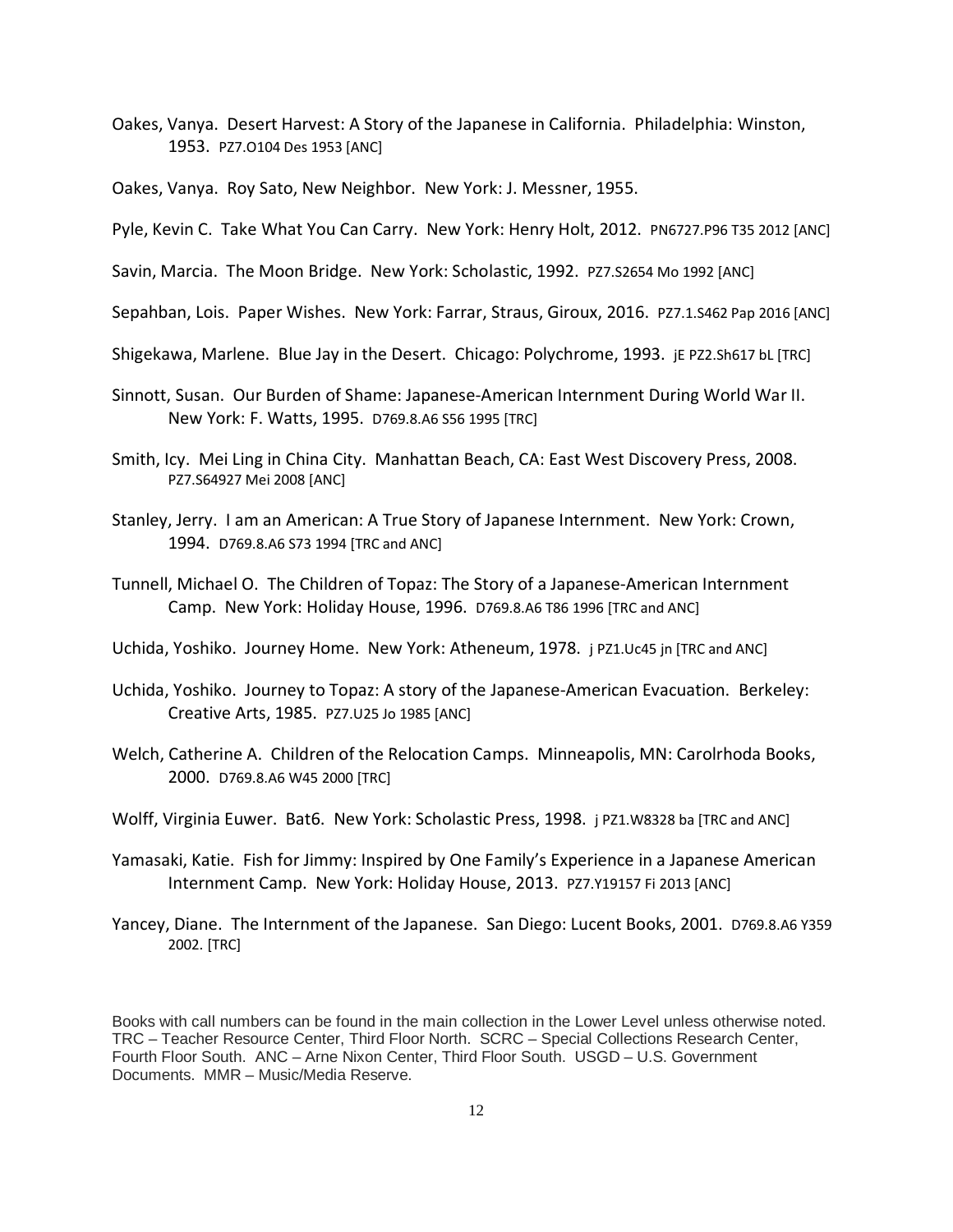Oakes, Vanya. Desert Harvest: A Story of the Japanese in California. Philadelphia: Winston, 1953. PZ7.O104 Des 1953 [ANC]

Oakes, Vanya. Roy Sato, New Neighbor. New York: J. Messner, 1955.

Pyle, Kevin C. Take What You Can Carry. New York: Henry Holt, 2012. PN6727.P96 T35 2012 [ANC]

Savin, Marcia. The Moon Bridge. New York: Scholastic, 1992. PZ7.S2654 Mo 1992 [ANC]

Sepahban, Lois. Paper Wishes. New York: Farrar, Straus, Giroux, 2016. PZ7.1.S462 Pap 2016 [ANC]

Shigekawa, Marlene. Blue Jay in the Desert. Chicago: Polychrome, 1993. jE PZ2.Sh617 bL [TRC]

Sinnott, Susan. Our Burden of Shame: Japanese-American Internment During World War II. New York: F. Watts, 1995. D769.8.A6 S56 1995 [TRC]

Smith, Icy. Mei Ling in China City. Manhattan Beach, CA: East West Discovery Press, 2008. PZ7.S64927 Mei 2008 [ANC]

Stanley, Jerry. I am an American: A True Story of Japanese Internment. New York: Crown, 1994. D769.8.A6 S73 1994 [TRC and ANC]

Tunnell, Michael O. The Children of Topaz: The Story of a Japanese-American Internment Camp. New York: Holiday House, 1996. D769.8.A6 T86 1996 [TRC and ANC]

Uchida, Yoshiko. Journey Home. New York: Atheneum, 1978. j PZ1.Uc45 jn [TRC and ANC]

Uchida, Yoshiko. Journey to Topaz: A story of the Japanese-American Evacuation. Berkeley: Creative Arts, 1985. PZ7.U25 Jo 1985 [ANC]

Welch, Catherine A. Children of the Relocation Camps. Minneapolis, MN: Carolrhoda Books, 2000. D769.8.A6 W45 2000 [TRC]

Wolff, Virginia Euwer. Bat6. New York: Scholastic Press, 1998. j PZ1.W8328 ba [TRC and ANC]

Yamasaki, Katie. Fish for Jimmy: Inspired by One Family's Experience in a Japanese American Internment Camp. New York: Holiday House, 2013. PZ7.Y19157 Fi 2013 [ANC]

Yancey, Diane. The Internment of the Japanese. San Diego: Lucent Books, 2001. D769.8.A6 Y359 2002. [TRC]

Books with call numbers can be found in the main collection in the Lower Level unless otherwise noted. TRC – Teacher Resource Center, Third Floor North. SCRC – Special Collections Research Center, Fourth Floor South. ANC – Arne Nixon Center, Third Floor South. USGD – U.S. Government Documents. MMR – Music/Media Reserve.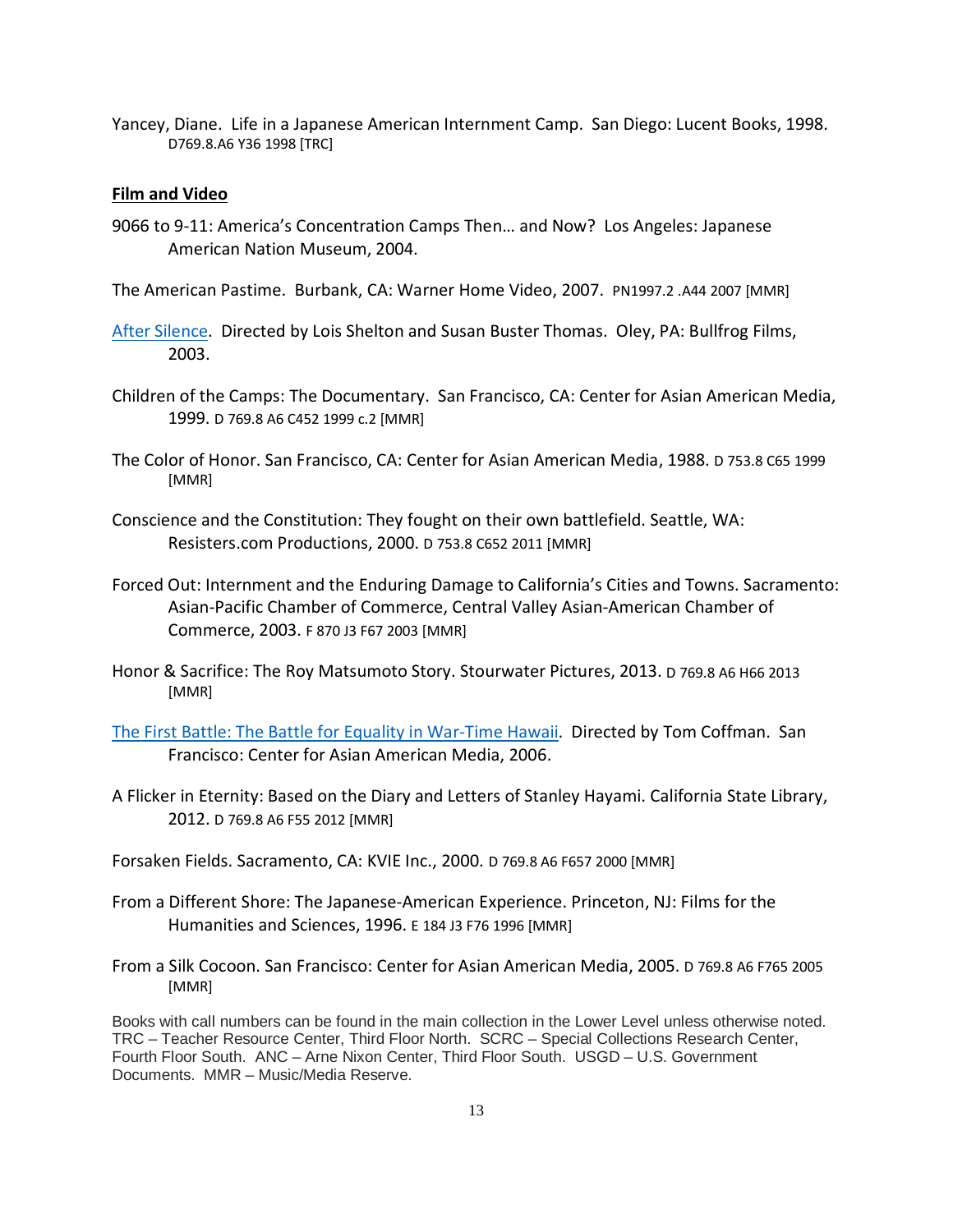Yancey, Diane. Life in a Japanese American Internment Camp. San Diego: Lucent Books, 1998. D769.8.A6 Y36 1998 [TRC]

**Film and Video**

9066 to 9-11: America's Concentration Camps Then… and Now? Los Angeles: Japanese American Nation Museum, 2004.

The American Pastime. Burbank, CA: Warner Home Video, 2007. PN1997.2 .A44 2007 [MMR]

After Silence. Directed by Lois Shelton and Susan Buster Thomas. Oley, PA: Bullfrog Films, 2003.

Children of the Camps: The Documentary. San Francisco, CA: Center for Asian American Media, 1999. D 769.8 A6 C452 1999 c.2 [MMR]

The Color of Honor. San Francisco, CA: Center for Asian American Media, 1988. D 753.8 C65 1999 [MMR]

Conscience and the Constitution: They fought on their own battlefield. Seattle, WA: Resisters.com Productions, 2000. D 753.8 C652 2011 [MMR]

Forced Out: Internment and the Enduring Damage to California's Cities and Towns. Sacramento: Asian-Pacific Chamber of Commerce, Central Valley Asian-American Chamber of Commerce, 2003. F 870 J3 F67 2003 [MMR]

Honor & Sacrifice: The Roy Matsumoto Story. Stourwater Pictures, 2013. D 769.8 A6 H66 2013 [MMR]

The First Battle: The Battle for Equality in War-Time Hawaii. Directed by Tom Coffman. San Francisco: Center for Asian American Media, 2006.

A Flicker in Eternity: Based on the Diary and Letters of Stanley Hayami. California State Library, 2012. D 769.8 A6 F55 2012 [MMR]

Forsaken Fields. Sacramento, CA: KVIE Inc., 2000. D 769.8 A6 F657 2000 [MMR]

From a Different Shore: The Japanese-American Experience. Princeton, NJ: Films for the Humanities and Sciences, 1996. E 184 J3 F76 1996 [MMR]

From a Silk Cocoon. San Francisco: Center for Asian American Media, 2005. D 769.8 A6 F765 2005 [MMR]

Books with call numbers can be found in the main collection in the Lower Level unless otherwise noted. TRC – Teacher Resource Center, Third Floor North. SCRC – Special Collections Research Center, Fourth Floor South. ANC – Arne Nixon Center, Third Floor South. USGD – U.S. Government Documents. MMR – Music/Media Reserve.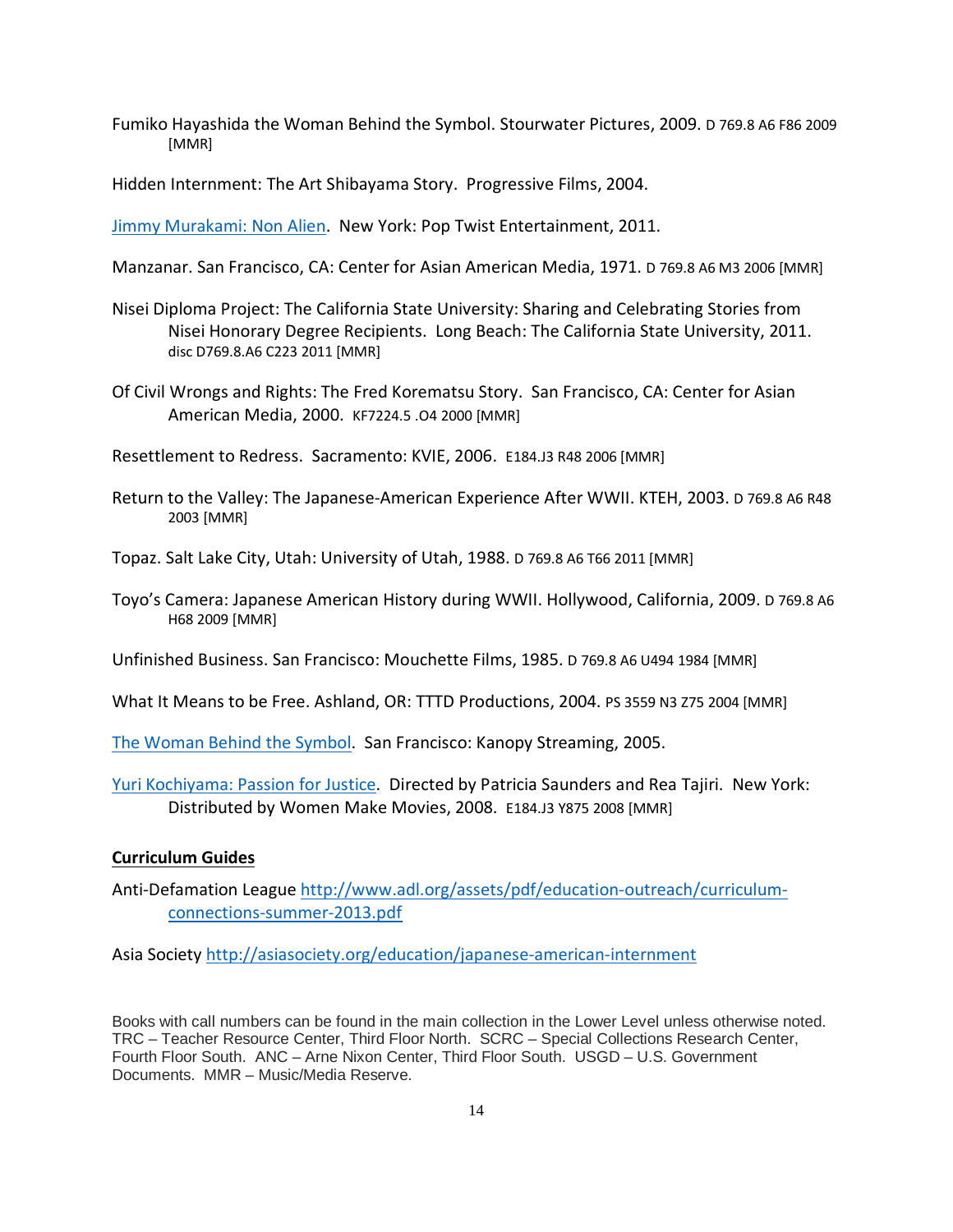Fumiko Hayashida the Woman Behind the Symbol. Stourwater Pictures, 2009. D 769.8 A6 F86 2009 [MMR]

Hidden Internment: The Art Shibayama Story. Progressive Films, 2004.

Jimmy Murakami: Non Alien. New York: Pop Twist Entertainment, 2011.

Manzanar. San Francisco, CA: Center for Asian American Media, 1971. D 769.8 A6 M3 2006 [MMR]

Nisei Diploma Project: The California State University: Sharing and Celebrating Stories from Nisei Honorary Degree Recipients. Long Beach: The California State University, 2011. disc D769.8.A6 C223 2011 [MMR]

Of Civil Wrongs and Rights: The Fred Korematsu Story. San Francisco, CA: Center for Asian American Media, 2000. KF7224.5 .O4 2000 [MMR]

Resettlement to Redress. Sacramento: KVIE, 2006. E184.J3 R48 2006 [MMR]

Return to the Valley: The Japanese-American Experience After WWII. KTEH, 2003. D 769.8 A6 R48 2003 [MMR]

Topaz. Salt Lake City, Utah: University of Utah, 1988. D 769.8 A6 T66 2011 [MMR]

Toyo's Camera: Japanese American History during WWII. Hollywood, California, 2009. D 769.8 A6 H68 2009 [MMR]

Unfinished Business. San Francisco: Mouchette Films, 1985. D 769.8 A6 U494 1984 [MMR]

What It Means to be Free. Ashland, OR: TTTD Productions, 2004. PS 3559 N3 Z75 2004 [MMR]

The Woman Behind the Symbol. San Francisco: Kanopy Streaming, 2005.

Yuri Kochiyama: Passion for Justice. Directed by Patricia Saunders and Rea Tajiri. New York: Distributed by Women Make Movies, 2008. E184.J3 Y875 2008 [MMR]

## Curriculum Guides

Anti-Defamation League http://www.adl.org/assets/pdf/education-outreach/curriculum-connections-summer-2013.pdf

Asia Society http://asiasociety.org/education/japanese-american-internment

Books with call numbers can be found in the main collection in the Lower Level unless otherwise noted. TRC – Teacher Resource Center, Third Floor North. SCRC – Special Collections Research Center, Fourth Floor South. ANC – Arne Nixon Center, Third Floor South. USGD – U.S. Government Documents. MMR – Music/Media Reserve.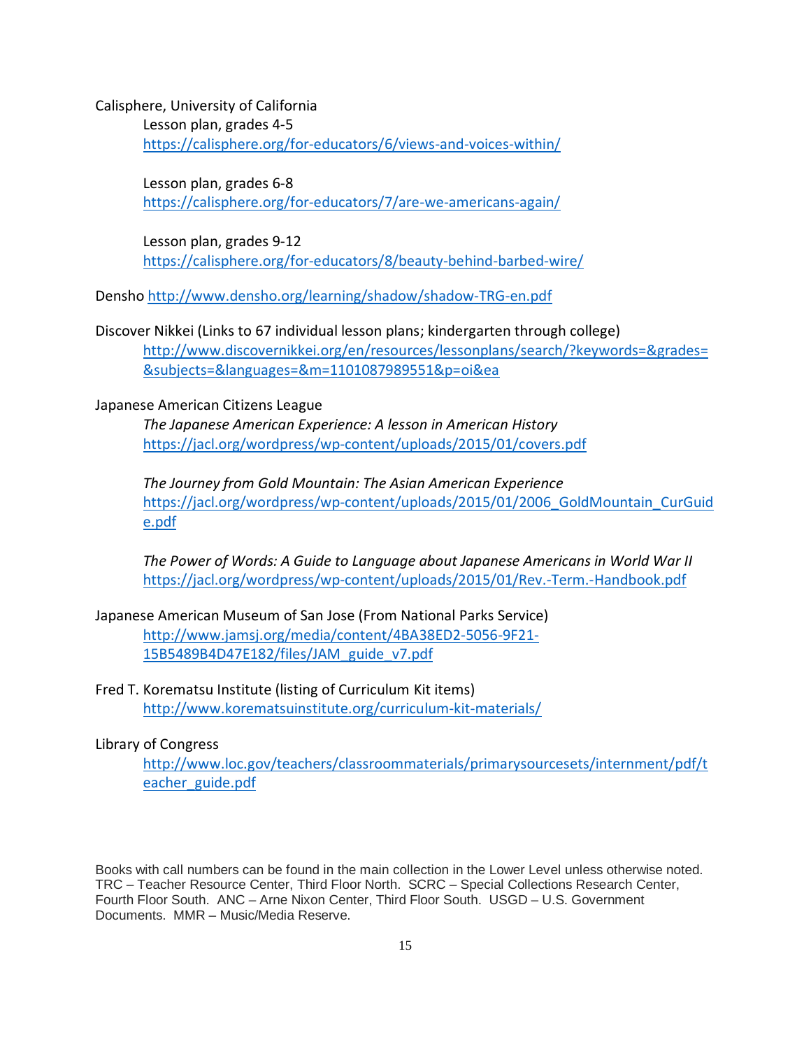Calisphere, University of California

Lesson plan, grades 4-5
https://calisphere.org/for-educators/6/views-and-voices-within/

Lesson plan, grades 6-8
https://calisphere.org/for-educators/7/are-we-americans-again/

Lesson plan, grades 9-12
https://calisphere.org/for-educators/8/beauty-behind-barbed-wire/

Densho http://www.densho.org/learning/shadow/shadow-TRG-en.pdf

Discover Nikkei (Links to 67 individual lesson plans; kindergarten through college)
http://www.discovernikkei.org/en/resources/lessonplans/search/?keywords=&grades=&subjects=&languages=&m=1101087989551&p=oi&ea

Japanese American Citizens League

*The Japanese American Experience: A lesson in American History*
https://jacl.org/wordpress/wp-content/uploads/2015/01/covers.pdf

*The Journey from Gold Mountain: The Asian American Experience*
https://jacl.org/wordpress/wp-content/uploads/2015/01/2006_GoldMountain_CurGuide.pdf

*The Power of Words: A Guide to Language about Japanese Americans in World War II*
https://jacl.org/wordpress/wp-content/uploads/2015/01/Rev.-Term.-Handbook.pdf

Japanese American Museum of San Jose (From National Parks Service)
http://www.jamsj.org/media/content/4BA38ED2-5056-9F21-15B5489B4D47E182/files/JAM_guide_v7.pdf

Fred T. Korematsu Institute (listing of Curriculum Kit items)
http://www.korematsuinstitute.org/curriculum-kit-materials/

Library of Congress
http://www.loc.gov/teachers/classroommaterials/primarysourcesets/internment/pdf/teacher_guide.pdf

Books with call numbers can be found in the main collection in the Lower Level unless otherwise noted. TRC – Teacher Resource Center, Third Floor North. SCRC – Special Collections Research Center, Fourth Floor South. ANC – Arne Nixon Center, Third Floor South. USGD – U.S. Government Documents. MMR – Music/Media Reserve.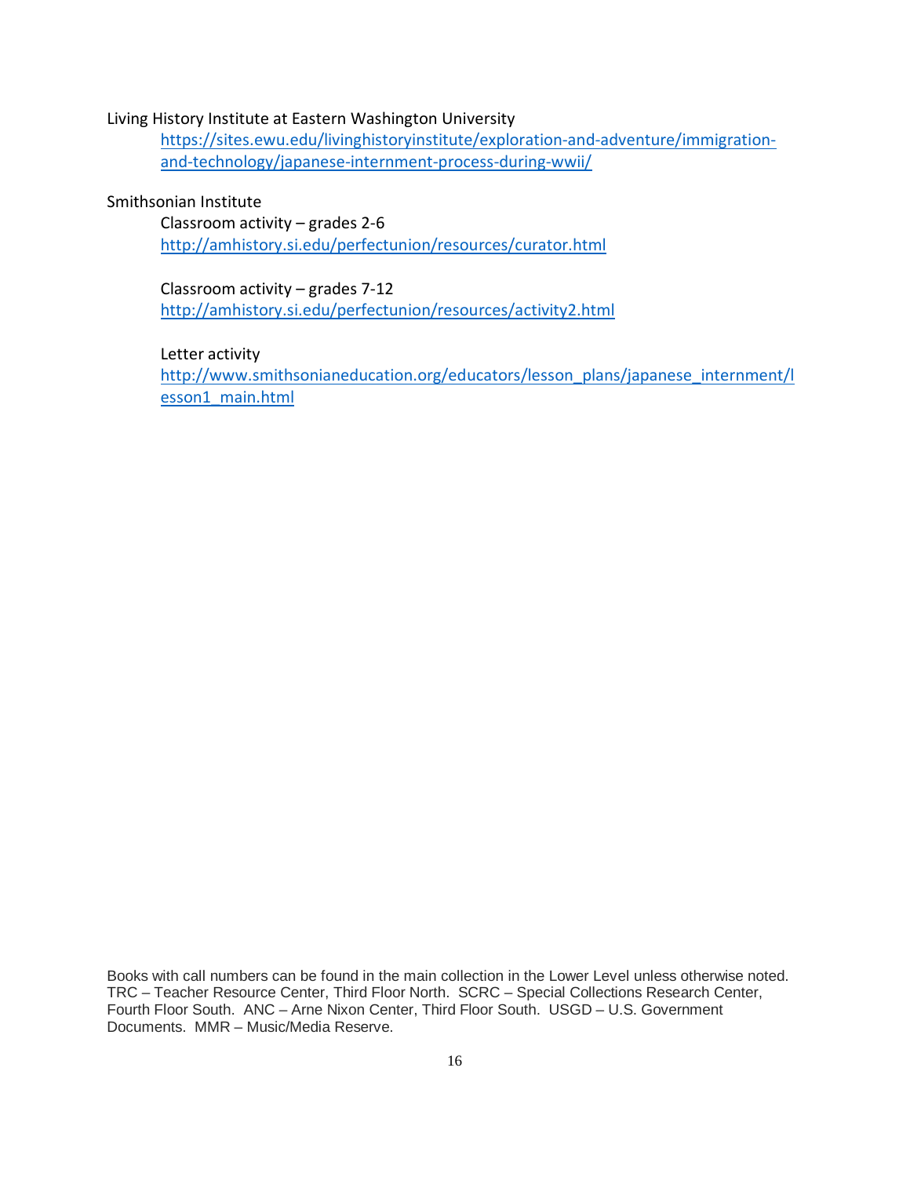Living History Institute at Eastern Washington University

https://sites.ewu.edu/livinghistoryinstitute/exploration-and-adventure/immigration-and-technology/japanese-internment-process-during-wwii/

Smithsonian Institute

Classroom activity – grades 2-6
http://amhistory.si.edu/perfectunion/resources/curator.html

Classroom activity – grades 7-12
http://amhistory.si.edu/perfectunion/resources/activity2.html

Letter activity
http://www.smithsonianeducation.org/educators/lesson_plans/japanese_internment/lesson1_main.html

Books with call numbers can be found in the main collection in the Lower Level unless otherwise noted. TRC – Teacher Resource Center, Third Floor North. SCRC – Special Collections Research Center, Fourth Floor South. ANC – Arne Nixon Center, Third Floor South. USGD – U.S. Government Documents. MMR – Music/Media Reserve.